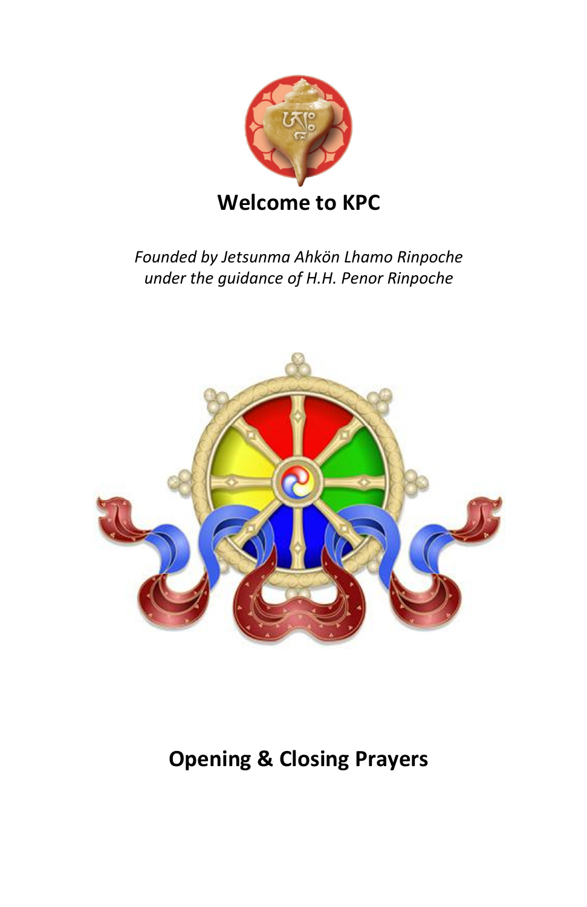# Welcome to KPC

*Founded by Jetsunma Ahkön Lhamo Rinpoche*
*under the guidance of H.H. Penor Rinpoche*

## Opening & Closing Prayers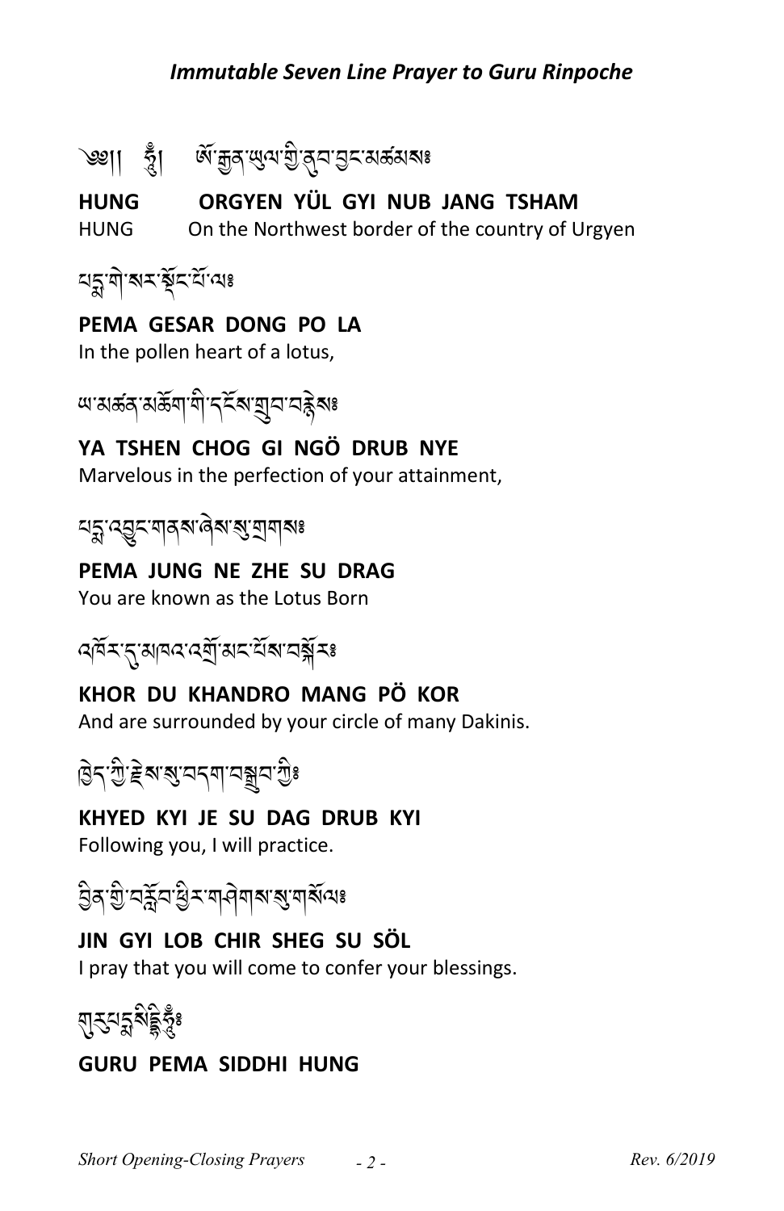### *Immutable Seven Line Prayer to Guru Rinpoche*

༄།། ཧཱུྃ། ཨོ་རྒྱན་ཡུལ་གྱི་ནུབ་བྱང་མཚམས༔

**HUNG ORGYEN YÜL GYI NUB JANG TSHAM**

HUNG On the Northwest border of the country of Urgyen

པདྨ་གེ་སར་སྡོང་པོ་ལ༔

**PEMA GESAR DONG PO LA**

In the pollen heart of a lotus,

ཡ་མཚན་མཆོག་གི་དངོས་གྲུབ་བརྙེས༔

**YA TSHEN CHOG GI NGÖ DRUB NYE**

Marvelous in the perfection of your attainment,

པདྨ་འབྱུང་གནས་ཞེས་སུ་གྲགས༔

**PEMA JUNG NE ZHE SU DRAG**

You are known as the Lotus Born

འཁོར་དུ་མཁའ་འགྲོ་མང་པོས་བསྐོར༔

**KHOR DU KHANDRO MANG PÖ KOR**

And are surrounded by your circle of many Dakinis.

ཁྱེད་ཀྱི་རྗེས་སུ་བདག་བསྒྲུབ་ཀྱིས༔

**KHYED KYI JE SU DAG DRUB KYI**

Following you, I will practice.

བྱིན་གྱིས་བརླབ་ཕྱིར་གཤེགས་སུ་གསོལ༔

**JIN GYI LOB CHIR SHEG SU SÖL**

I pray that you will come to confer your blessings.

གུ་རུ་པདྨ་སིདྡྷི་ཧཱུྃ༔

**GURU PEMA SIDDHI HUNG**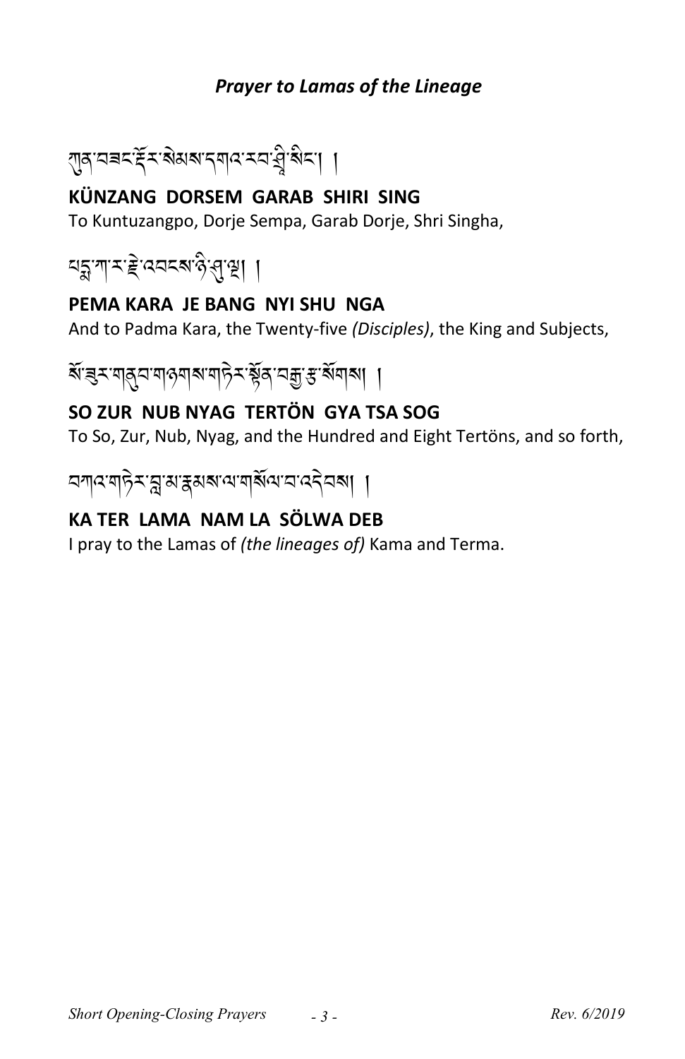## *Prayer to Lamas of the Lineage*

ཀུན་བཟང་རྡོར་སེམས་དགའ་རབ་ཤྲཱི་སིང་། །

**KÜNZANG DORSEM GARAB SHIRI SING**

To Kuntuzangpo, Dorje Sempa, Garab Dorje, Shri Singha,

པདྨ་ཀ་ར་རྗེ་འབངས་ཉི་ཤུ་ལྔ། །

**PEMA KARA JE BANG NYI SHU NGA**

And to Padma Kara, the Twenty-five *(Disciples)*, the King and Subjects,

སོ་ཟུར་གནུབ་གཉགས་གཏེར་སྟོན་བརྒྱ་རྩ་སོགས། །

**SO ZUR NUB NYAG TERTÖN GYA TSA SOG**

To So, Zur, Nub, Nyag, and the Hundred and Eight Tertöns, and so forth,

བཀའ་གཏེར་བླ་མ་རྣམས་ལ་གསོལ་བ་འདེབས། །

**KA TER LAMA NAM LA SÖLWA DEB**

I pray to the Lamas of *(the lineages of)* Kama and Terma.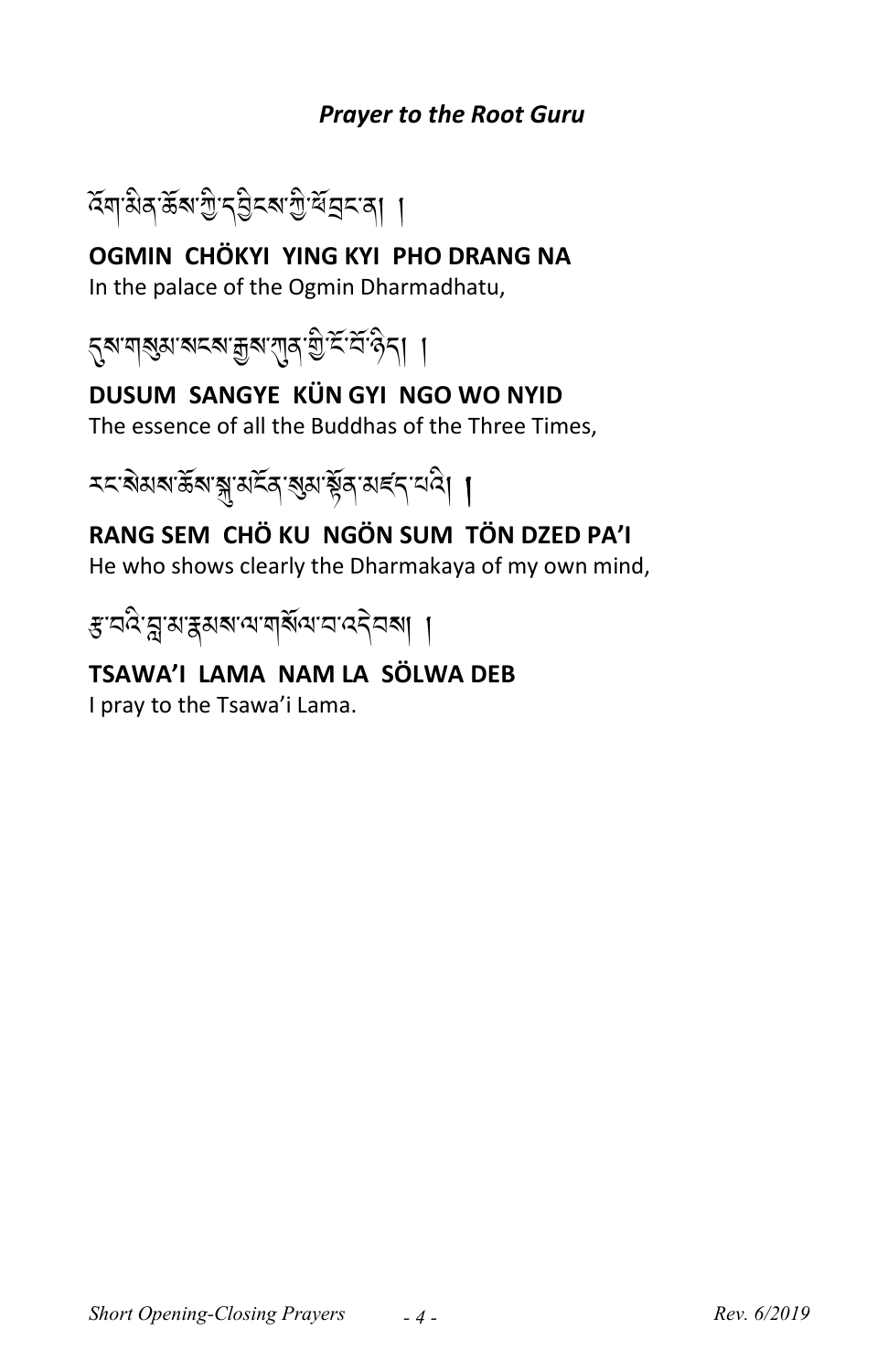### *Prayer to the Root Guru*

འོག་མིན་ཆོས་ཀྱི་དབྱིངས་ཀྱི་ཕོ་བྲང་ན། །

**OGMIN CHÖKYI YING KYI PHO DRANG NA**
In the palace of the Ogmin Dharmadhatu,

དུས་གསུམ་སངས་རྒྱས་ཀུན་གྱི་ངོ་བོ་ཉིད། །

**DUSUM SANGYE KÜN GYI NGO WO NYID**
The essence of all the Buddhas of the Three Times,

རང་སེམས་ཆོས་སྐུ་མངོན་སུམ་སྟོན་མཛད་པའི། །

**RANG SEM CHÖ KU NGÖN SUM TÖN DZED PA'I**
He who shows clearly the Dharmakaya of my own mind,

རྩ་བའི་བླ་མ་རྣམས་ལ་གསོལ་བ་འདེབས། །

**TSAWA'I LAMA NAM LA SÖLWA DEB**
I pray to the Tsawa'i Lama.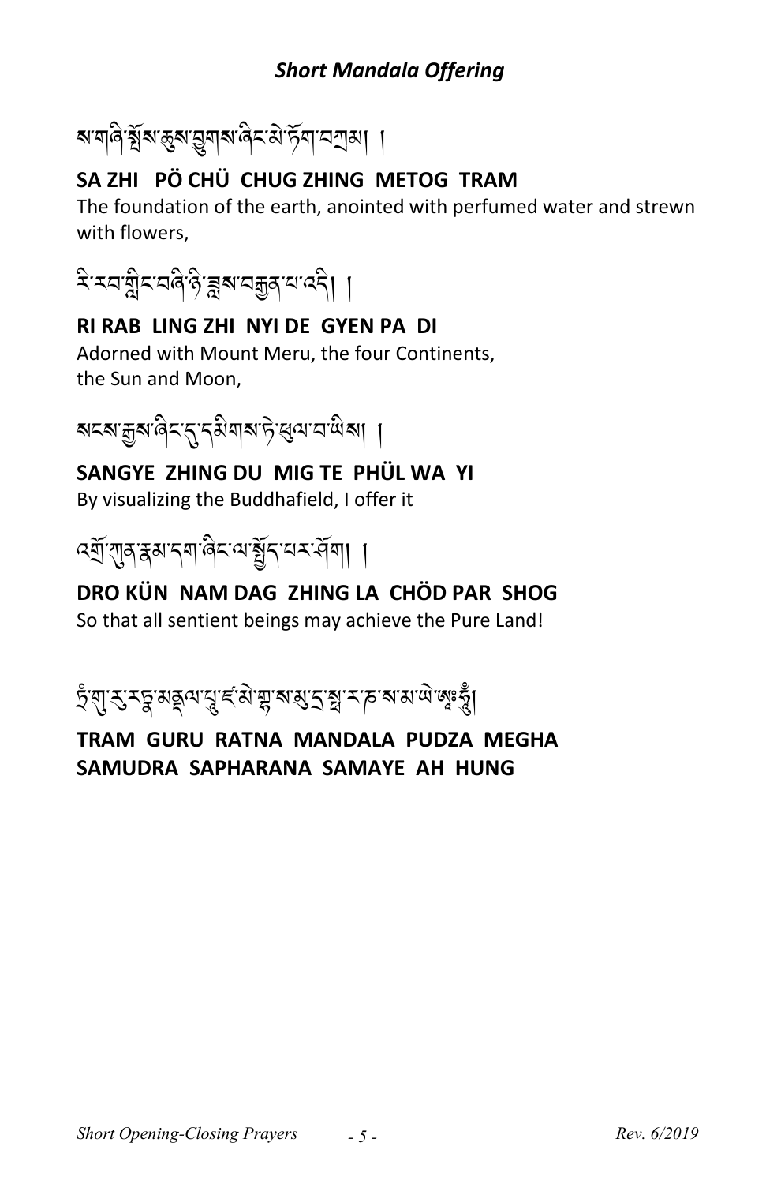## *Short Mandala Offering*

ས་གཞི་སྤོས་ཆུས་བྱུགས་ཞིང་མེ་ཏོག་བཀྲམ། །

**SA ZHI PÖ CHÜ CHUG ZHING METOG TRAM**

The foundation of the earth, anointed with perfumed water and strewn with flowers,

རི་རབ་གླིང་བཞི་ཉི་ཟླས་བརྒྱན་པ་འདི། །

**RI RAB LING ZHI NYI DE GYEN PA DI**

Adorned with Mount Meru, the four Continents, the Sun and Moon,

སངས་རྒྱས་ཞིང་དུ་དམིགས་ཏེ་ཕུལ་བ་ཡིས། །

**SANGYE ZHING DU MIG TE PHÜL WA YI**

By visualizing the Buddhafield, I offer it

འགྲོ་ཀུན་རྣམ་དག་ཞིང་ལ་སྤྱོད་པར་ཤོག། །

**DRO KÜN NAM DAG ZHING LA CHÖD PAR SHOG**

So that all sentient beings may achieve the Pure Land!

ཏྲཾ་གུ་རུ་རཏྣ་མཎྜལ་པཱུ་ཛ་མེ་གྷ་ས་མུ་དྲ་སྤ་ར་ཎ་ས་མ་ཡེ་ཨཱཿཧཱུྃ།

**TRAM GURU RATNA MANDALA PUDZA MEGHA SAMUDRA SAPHARANA SAMAYE AH HUNG**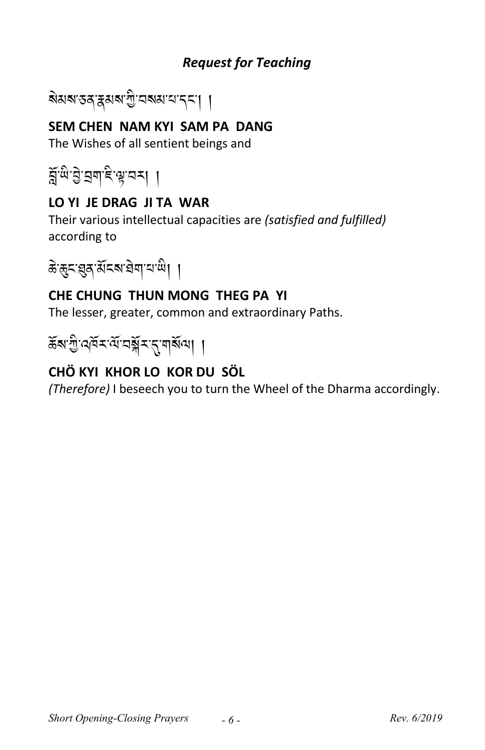## *Request for Teaching*

སེམས་ཅན་རྣམས་ཀྱི་བསམ་པ་དང་། །

**SEM CHEN NAM KYI SAM PA DANG**

The Wishes of all sentient beings and

བློ་ཡི་བྱེ་བྲག་ཇི་ལྟ་བར། །

**LO YI JE DRAG JI TA WAR**

Their various intellectual capacities are *(satisfied and fulfilled)* according to

ཆེ་ཆུང་ཐུན་མོང་ཐེག་པ་ཡི། །

**CHE CHUNG THUN MONG THEG PA YI**

The lesser, greater, common and extraordinary Paths.

ཆོས་ཀྱི་འཁོར་ལོ་བསྐོར་དུ་གསོལ། །

**CHÖ KYI KHOR LO KOR DU SÖL**

*(Therefore)* I beseech you to turn the Wheel of the Dharma accordingly.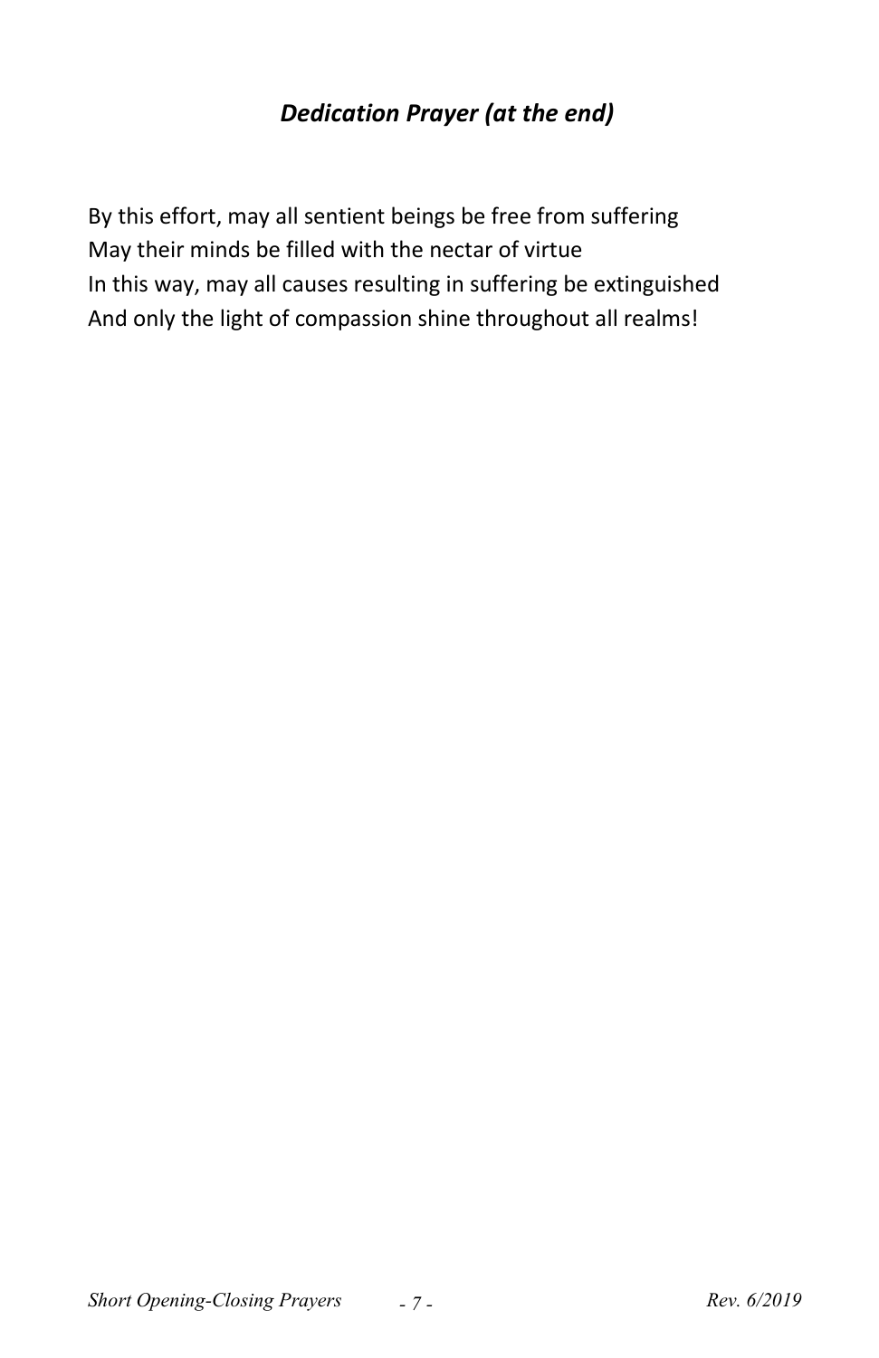### *Dedication Prayer (at the end)*

By this effort, may all sentient beings be free from suffering
May their minds be filled with the nectar of virtue
In this way, may all causes resulting in suffering be extinguished
And only the light of compassion shine throughout all realms!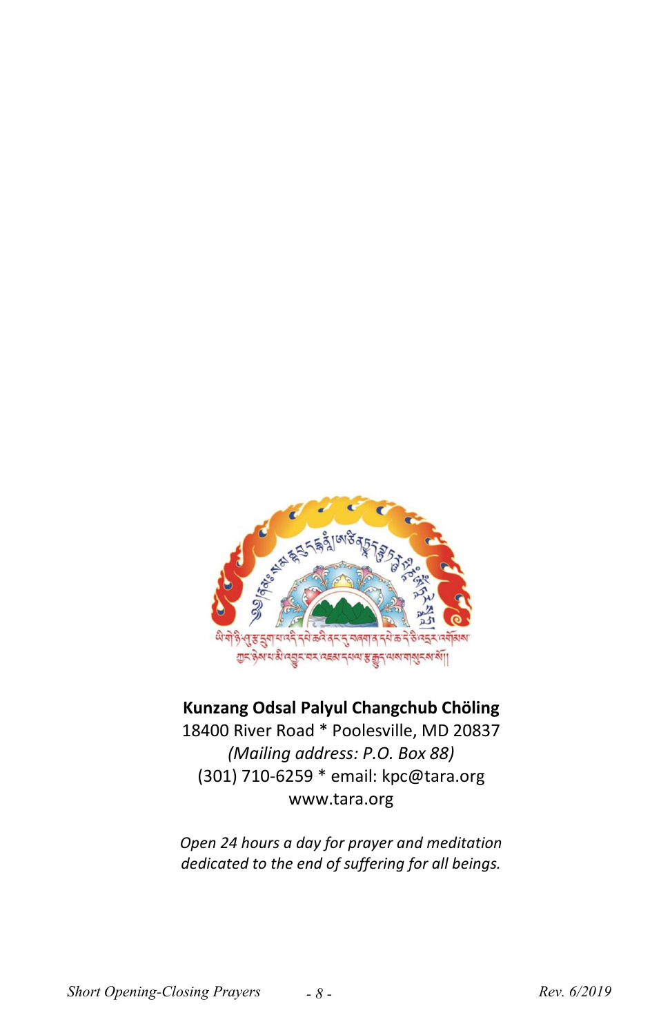**Kunzang Odsal Palyul Changchub Chöling**
18400 River Road * Poolesville, MD 20837
*(Mailing address: P.O. Box 88)*
(301) 710-6259 * email: kpc@tara.org
www.tara.org

*Open 24 hours a day for prayer and meditation dedicated to the end of suffering for all beings.*